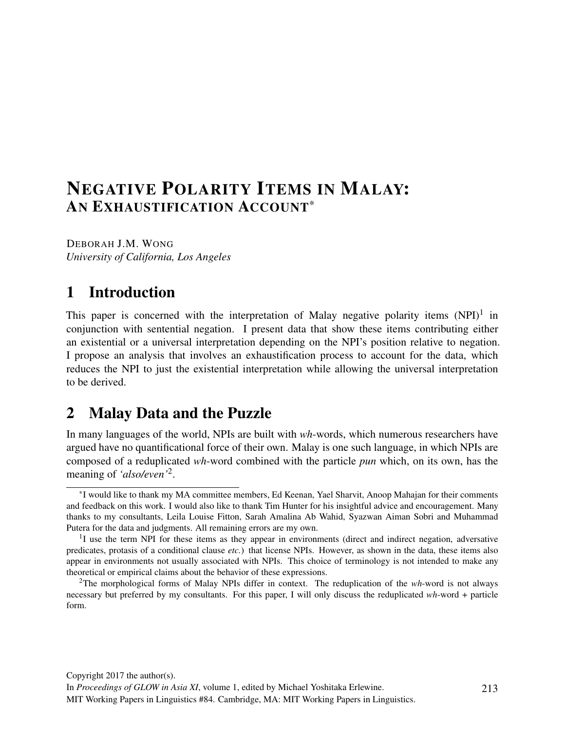# Negative Polarity Items in Malay: An Exhaustification Account*

Deborah J.M. Wong
*University of California, Los Angeles*

## 1 Introduction

This paper is concerned with the interpretation of Malay negative polarity items (NPI)[1] in conjunction with sentential negation. I present data that show these items contributing either an existential or a universal interpretation depending on the NPI's position relative to negation. I propose an analysis that involves an exhaustification process to account for the data, which reduces the NPI to just the existential interpretation while allowing the universal interpretation to be derived.

## 2 Malay Data and the Puzzle

In many languages of the world, NPIs are built with *wh*-words, which numerous researchers have argued have no quantificational force of their own. Malay is one such language, in which NPIs are composed of a reduplicated *wh*-word combined with the particle *pun* which, on its own, has the meaning of *'also/even'*[2].

---

*I would like to thank my MA committee members, Ed Keenan, Yael Sharvit, Anoop Mahajan for their comments and feedback on this work. I would also like to thank Tim Hunter for his insightful advice and encouragement. Many thanks to my consultants, Leila Louise Fitton, Sarah Amalina Ab Wahid, Syazwan Aiman Sobri and Muhammad Putera for the data and judgments. All remaining errors are my own.

[1]I use the term NPI for these items as they appear in environments (direct and indirect negation, adversative predicates, protasis of a conditional clause *etc.*) that license NPIs. However, as shown in the data, these items also appear in environments not usually associated with NPIs. This choice of terminology is not intended to make any theoretical or empirical claims about the behavior of these expressions.

[2]The morphological forms of Malay NPIs differ in context. The reduplication of the *wh*-word is not always necessary but preferred by my consultants. For this paper, I will only discuss the reduplicated *wh*-word + particle form.

Copyright 2017 the author(s).
In *Proceedings of GLOW in Asia XI*, volume 1, edited by Michael Yoshitaka Erlewine.
MIT Working Papers in Linguistics #84. Cambridge, MA: MIT Working Papers in Linguistics.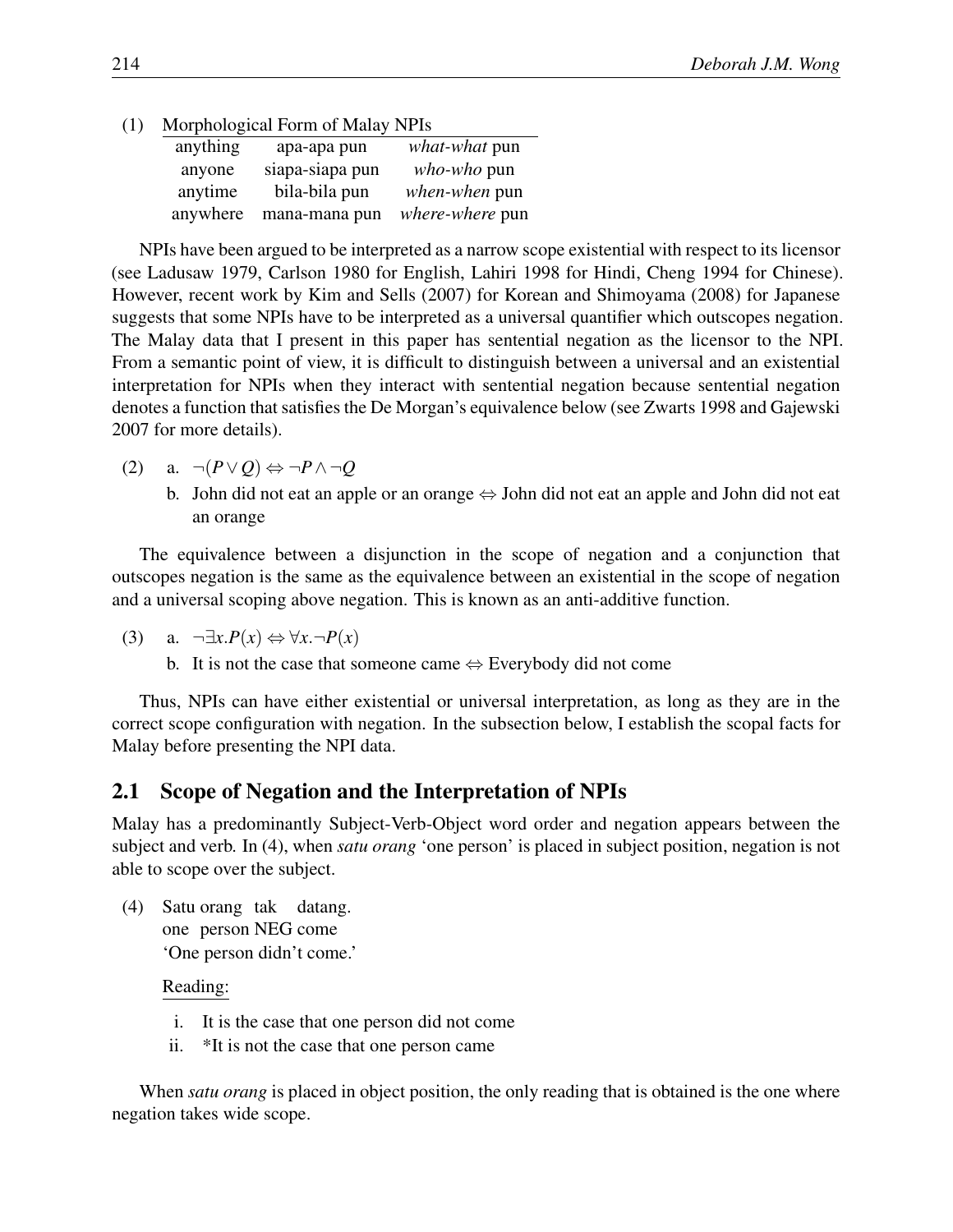(1) Morphological Form of Malay NPIs

| | | |
|---|---|---|
| anything | apa-apa pun | *what-what* pun |
| anyone | siapa-siapa pun | *who-who* pun |
| anytime | bila-bila pun | *when-when* pun |
| anywhere | mana-mana pun | *where-where* pun |

NPIs have been argued to be interpreted as a narrow scope existential with respect to its licensor (see Ladusaw 1979, Carlson 1980 for English, Lahiri 1998 for Hindi, Cheng 1994 for Chinese). However, recent work by Kim and Sells (2007) for Korean and Shimoyama (2008) for Japanese suggests that some NPIs have to be interpreted as a universal quantifier which outscopes negation. The Malay data that I present in this paper has sentential negation as the licensor to the NPI. From a semantic point of view, it is difficult to distinguish between a universal and an existential interpretation for NPIs when they interact with sentential negation because sentential negation denotes a function that satisfies the De Morgan's equivalence below (see Zwarts 1998 and Gajewski 2007 for more details).

(2) a. $\neg(P \vee Q) \Leftrightarrow \neg P \wedge \neg Q$

b. John did not eat an apple or an orange $\Leftrightarrow$ John did not eat an apple and John did not eat an orange

The equivalence between a disjunction in the scope of negation and a conjunction that outscopes negation is the same as the equivalence between an existential in the scope of negation and a universal scoping above negation. This is known as an anti-additive function.

(3) a. $\neg\exists x.P(x) \Leftrightarrow \forall x.\neg P(x)$

b. It is not the case that someone came $\Leftrightarrow$ Everybody did not come

Thus, NPIs can have either existential or universal interpretation, as long as they are in the correct scope configuration with negation. In the subsection below, I establish the scopal facts for Malay before presenting the NPI data.

## 2.1 Scope of Negation and the Interpretation of NPIs

Malay has a predominantly Subject-Verb-Object word order and negation appears between the subject and verb. In (4), when *satu orang* 'one person' is placed in subject position, negation is not able to scope over the subject.

(4) Satu orang tak datang.
one person NEG come
'One person didn't come.'

Reading:

i. It is the case that one person did not come
ii. *It is not the case that one person came

When *satu orang* is placed in object position, the only reading that is obtained is the one where negation takes wide scope.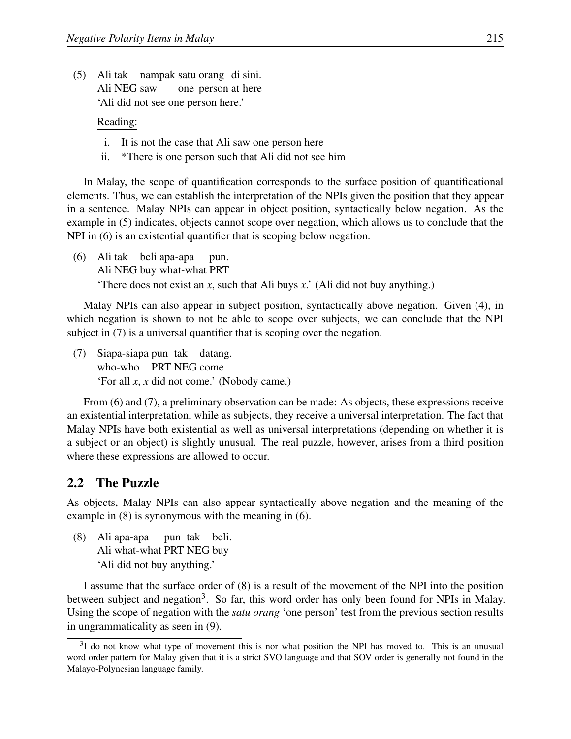(5) Ali tak nampak satu orang di sini.
    Ali NEG saw one person at here
    'Ali did not see one person here.'

    Reading:

    i. It is not the case that Ali saw one person here
    ii. *There is one person such that Ali did not see him

In Malay, the scope of quantification corresponds to the surface position of quantificational elements. Thus, we can establish the interpretation of the NPIs given the position that they appear in a sentence. Malay NPIs can appear in object position, syntactically below negation. As the example in (5) indicates, objects cannot scope over negation, which allows us to conclude that the NPI in (6) is an existential quantifier that is scoping below negation.

(6) Ali tak beli apa-apa pun.
    Ali NEG buy what-what PRT
    'There does not exist an *x*, such that Ali buys *x*.' (Ali did not buy anything.)

Malay NPIs can also appear in subject position, syntactically above negation. Given (4), in which negation is shown to not be able to scope over subjects, we can conclude that the NPI subject in (7) is a universal quantifier that is scoping over the negation.

(7) Siapa-siapa pun tak datang.
    who-who PRT NEG come
    'For all *x*, *x* did not come.' (Nobody came.)

From (6) and (7), a preliminary observation can be made: As objects, these expressions receive an existential interpretation, while as subjects, they receive a universal interpretation. The fact that Malay NPIs have both existential as well as universal interpretations (depending on whether it is a subject or an object) is slightly unusual. The real puzzle, however, arises from a third position where these expressions are allowed to occur.

## 2.2 The Puzzle

As objects, Malay NPIs can also appear syntactically above negation and the meaning of the example in (8) is synonymous with the meaning in (6).

(8) Ali apa-apa pun tak beli.
    Ali what-what PRT NEG buy
    'Ali did not buy anything.'

I assume that the surface order of (8) is a result of the movement of the NPI into the position between subject and negation[3]. So far, this word order has only been found for NPIs in Malay. Using the scope of negation with the *satu orang* 'one person' test from the previous section results in ungrammaticality as seen in (9).

[3] I do not know what type of movement this is nor what position the NPI has moved to. This is an unusual word order pattern for Malay given that it is a strict SVO language and that SOV order is generally not found in the Malayo-Polynesian language family.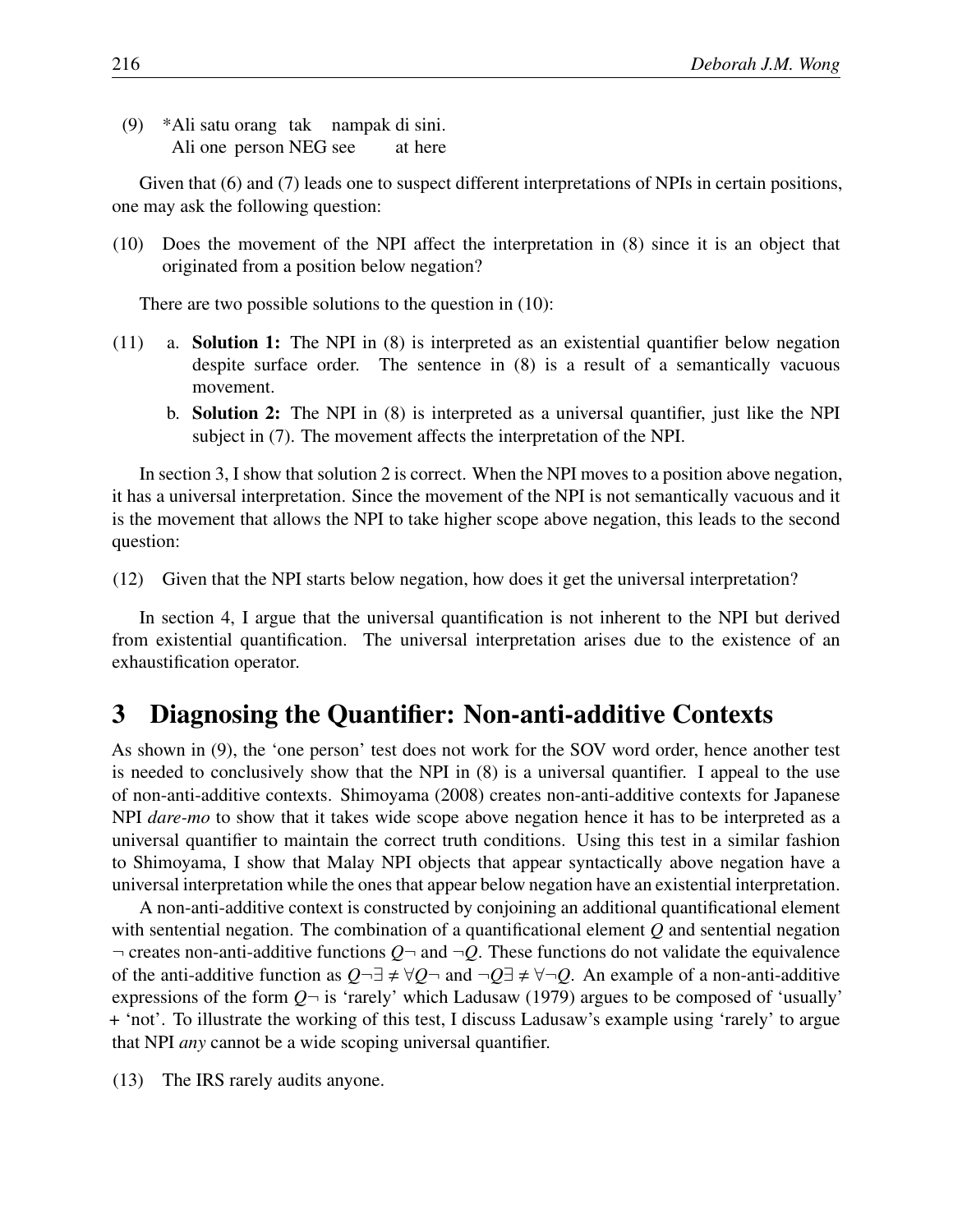(9) *Ali satu orang tak nampak di sini.
    Ali one person NEG see at here

Given that (6) and (7) leads one to suspect different interpretations of NPIs in certain positions, one may ask the following question:

(10) Does the movement of the NPI affect the interpretation in (8) since it is an object that originated from a position below negation?

There are two possible solutions to the question in (10):

(11) a. **Solution 1:** The NPI in (8) is interpreted as an existential quantifier below negation despite surface order. The sentence in (8) is a result of a semantically vacuous movement.

b. **Solution 2:** The NPI in (8) is interpreted as a universal quantifier, just like the NPI subject in (7). The movement affects the interpretation of the NPI.

In section 3, I show that solution 2 is correct. When the NPI moves to a position above negation, it has a universal interpretation. Since the movement of the NPI is not semantically vacuous and it is the movement that allows the NPI to take higher scope above negation, this leads to the second question:

(12) Given that the NPI starts below negation, how does it get the universal interpretation?

In section 4, I argue that the universal quantification is not inherent to the NPI but derived from existential quantification. The universal interpretation arises due to the existence of an exhaustification operator.

## 3 Diagnosing the Quantifier: Non-anti-additive Contexts

As shown in (9), the 'one person' test does not work for the SOV word order, hence another test is needed to conclusively show that the NPI in (8) is a universal quantifier. I appeal to the use of non-anti-additive contexts. Shimoyama (2008) creates non-anti-additive contexts for Japanese NPI *dare-mo* to show that it takes wide scope above negation hence it has to be interpreted as a universal quantifier to maintain the correct truth conditions. Using this test in a similar fashion to Shimoyama, I show that Malay NPI objects that appear syntactically above negation have a universal interpretation while the ones that appear below negation have an existential interpretation.

A non-anti-additive context is constructed by conjoining an additional quantificational element with sentential negation. The combination of a quantificational element $Q$ and sentential negation $\neg$ creates non-anti-additive functions $Q\neg$ and $\neg Q$. These functions do not validate the equivalence of the anti-additive function as $Q\neg\exists \neq \forall Q\neg$ and $\neg Q\exists \neq \forall\neg Q$. An example of a non-anti-additive expressions of the form $Q\neg$ is 'rarely' which Ladusaw (1979) argues to be composed of 'usually' + 'not'. To illustrate the working of this test, I discuss Ladusaw's example using 'rarely' to argue that NPI *any* cannot be a wide scoping universal quantifier.

(13) The IRS rarely audits anyone.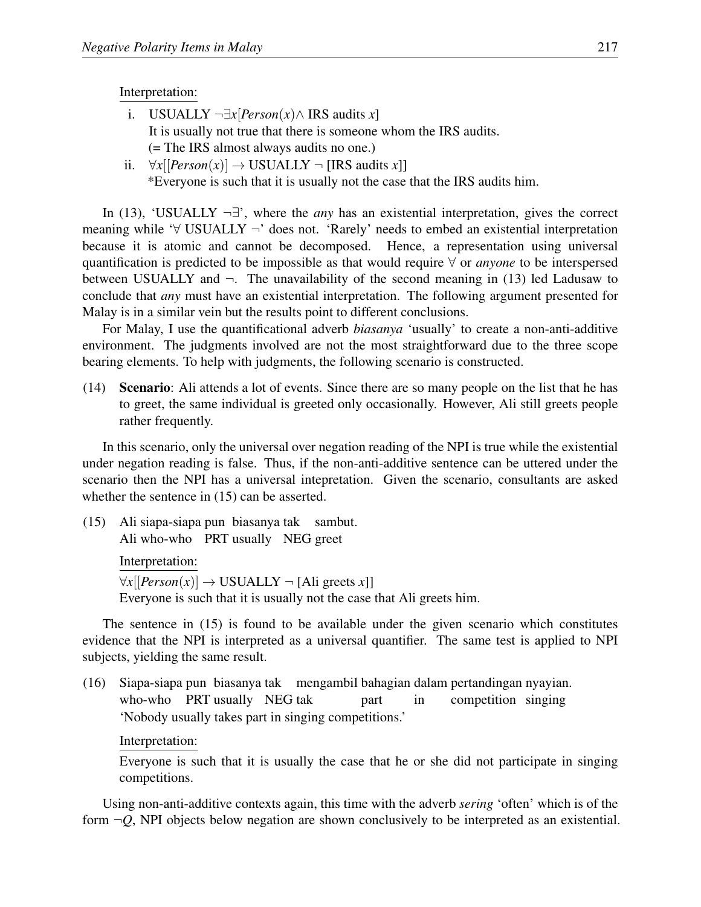Interpretation:

i. USUALLY $\neg\exists x[Person(x) \wedge$ IRS audits $x]$
   It is usually not true that there is someone whom the IRS audits.
   (= The IRS almost always audits no one.)

ii. $\forall x[[Person(x)] \rightarrow$ USUALLY $\neg$ [IRS audits $x$]]
   *Everyone is such that it is usually not the case that the IRS audits him.

In (13), 'USUALLY $\neg\exists$', where the *any* has an existential interpretation, gives the correct meaning while '$\forall$ USUALLY $\neg$' does not. 'Rarely' needs to embed an existential interpretation because it is atomic and cannot be decomposed. Hence, a representation using universal quantification is predicted to be impossible as that would require $\forall$ or *anyone* to be interspersed between USUALLY and $\neg$. The unavailability of the second meaning in (13) led Ladusaw to conclude that *any* must have an existential interpretation. The following argument presented for Malay is in a similar vein but the results point to different conclusions.

For Malay, I use the quantificational adverb *biasanya* 'usually' to create a non-anti-additive environment. The judgments involved are not the most straightforward due to the three scope bearing elements. To help with judgments, the following scenario is constructed.

(14) **Scenario**: Ali attends a lot of events. Since there are so many people on the list that he has to greet, the same individual is greeted only occasionally. However, Ali still greets people rather frequently.

In this scenario, only the universal over negation reading of the NPI is true while the existential under negation reading is false. Thus, if the non-anti-additive sentence can be uttered under the scenario then the NPI has a universal intepretation. Given the scenario, consultants are asked whether the sentence in (15) can be asserted.

(15) Ali siapa-siapa pun biasanya tak sambut.
     Ali who-who PRT usually NEG greet

     Interpretation:
     $\forall x[[Person(x)] \rightarrow$ USUALLY $\neg$ [Ali greets $x$]]
     Everyone is such that it is usually not the case that Ali greets him.

The sentence in (15) is found to be available under the given scenario which constitutes evidence that the NPI is interpreted as a universal quantifier. The same test is applied to NPI subjects, yielding the same result.

(16) Siapa-siapa pun biasanya tak mengambil bahagian dalam pertandingan nyayian.
     who-who PRT usually NEG tak part in competition singing
     'Nobody usually takes part in singing competitions.'

     Interpretation:
     Everyone is such that it is usually the case that he or she did not participate in singing competitions.

Using non-anti-additive contexts again, this time with the adverb *sering* 'often' which is of the form $\neg Q$, NPI objects below negation are shown conclusively to be interpreted as an existential.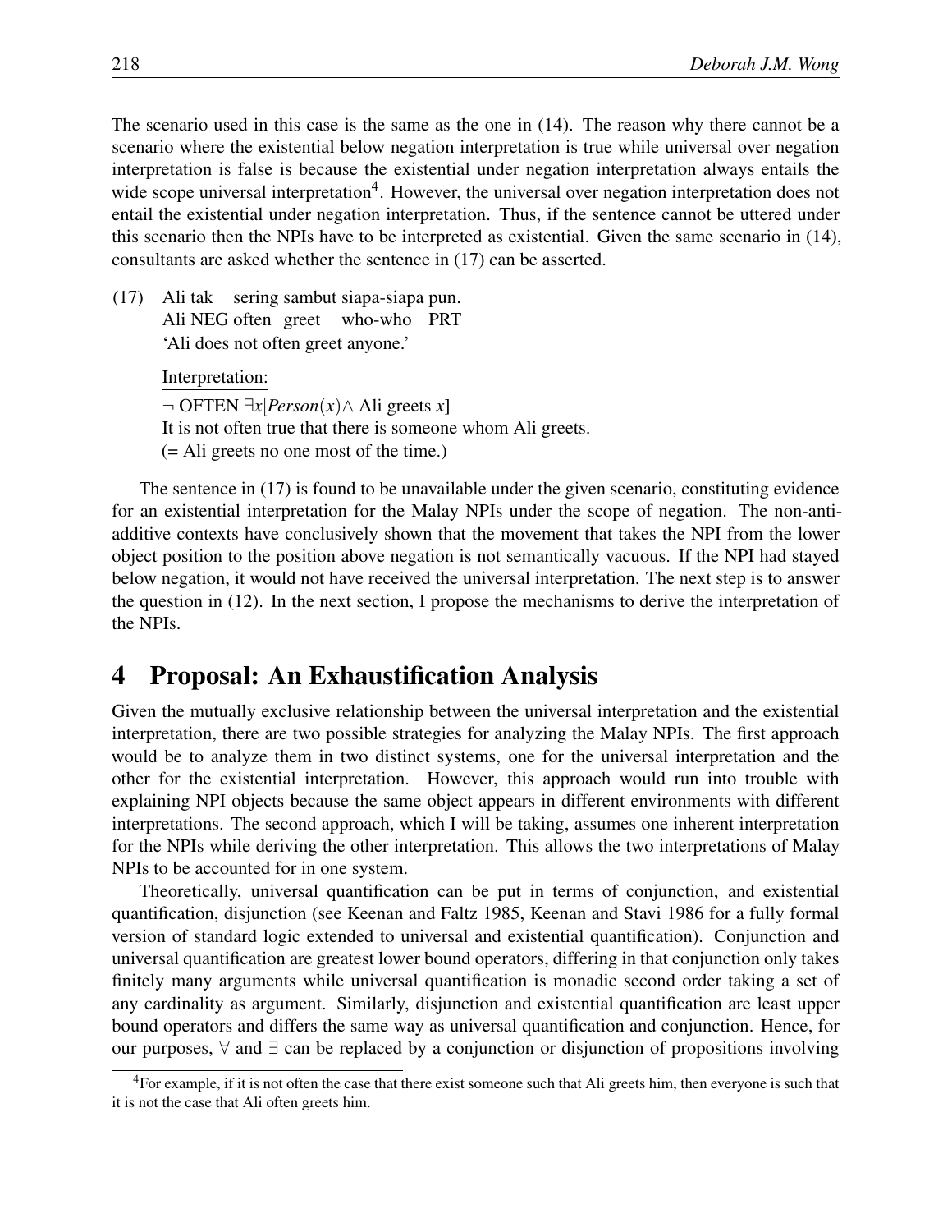The scenario used in this case is the same as the one in (14). The reason why there cannot be a scenario where the existential below negation interpretation is true while universal over negation interpretation is false is because the existential under negation interpretation always entails the wide scope universal interpretation[4]. However, the universal over negation interpretation does not entail the existential under negation interpretation. Thus, if the sentence cannot be uttered under this scenario then the NPIs have to be interpreted as existential. Given the same scenario in (14), consultants are asked whether the sentence in (17) can be asserted.

(17) Ali tak sering sambut siapa-siapa pun.
Ali NEG often greet who-who PRT
'Ali does not often greet anyone.'

Interpretation:
$\neg$ OFTEN $\exists x[Person(x) \wedge$ Ali greets $x]$
It is not often true that there is someone whom Ali greets.
(= Ali greets no one most of the time.)

The sentence in (17) is found to be unavailable under the given scenario, constituting evidence for an existential interpretation for the Malay NPIs under the scope of negation. The non-anti-additive contexts have conclusively shown that the movement that takes the NPI from the lower object position to the position above negation is not semantically vacuous. If the NPI had stayed below negation, it would not have received the universal interpretation. The next step is to answer the question in (12). In the next section, I propose the mechanisms to derive the interpretation of the NPIs.

# 4 Proposal: An Exhaustification Analysis

Given the mutually exclusive relationship between the universal interpretation and the existential interpretation, there are two possible strategies for analyzing the Malay NPIs. The first approach would be to analyze them in two distinct systems, one for the universal interpretation and the other for the existential interpretation. However, this approach would run into trouble with explaining NPI objects because the same object appears in different environments with different interpretations. The second approach, which I will be taking, assumes one inherent interpretation for the NPIs while deriving the other interpretation. This allows the two interpretations of Malay NPIs to be accounted for in one system.

Theoretically, universal quantification can be put in terms of conjunction, and existential quantification, disjunction (see Keenan and Faltz 1985, Keenan and Stavi 1986 for a fully formal version of standard logic extended to universal and existential quantification). Conjunction and universal quantification are greatest lower bound operators, differing in that conjunction only takes finitely many arguments while universal quantification is monadic second order taking a set of any cardinality as argument. Similarly, disjunction and existential quantification are least upper bound operators and differs the same way as universal quantification and conjunction. Hence, for our purposes, $\forall$ and $\exists$ can be replaced by a conjunction or disjunction of propositions involving

[4] For example, if it is not often the case that there exist someone such that Ali greets him, then everyone is such that it is not the case that Ali often greets him.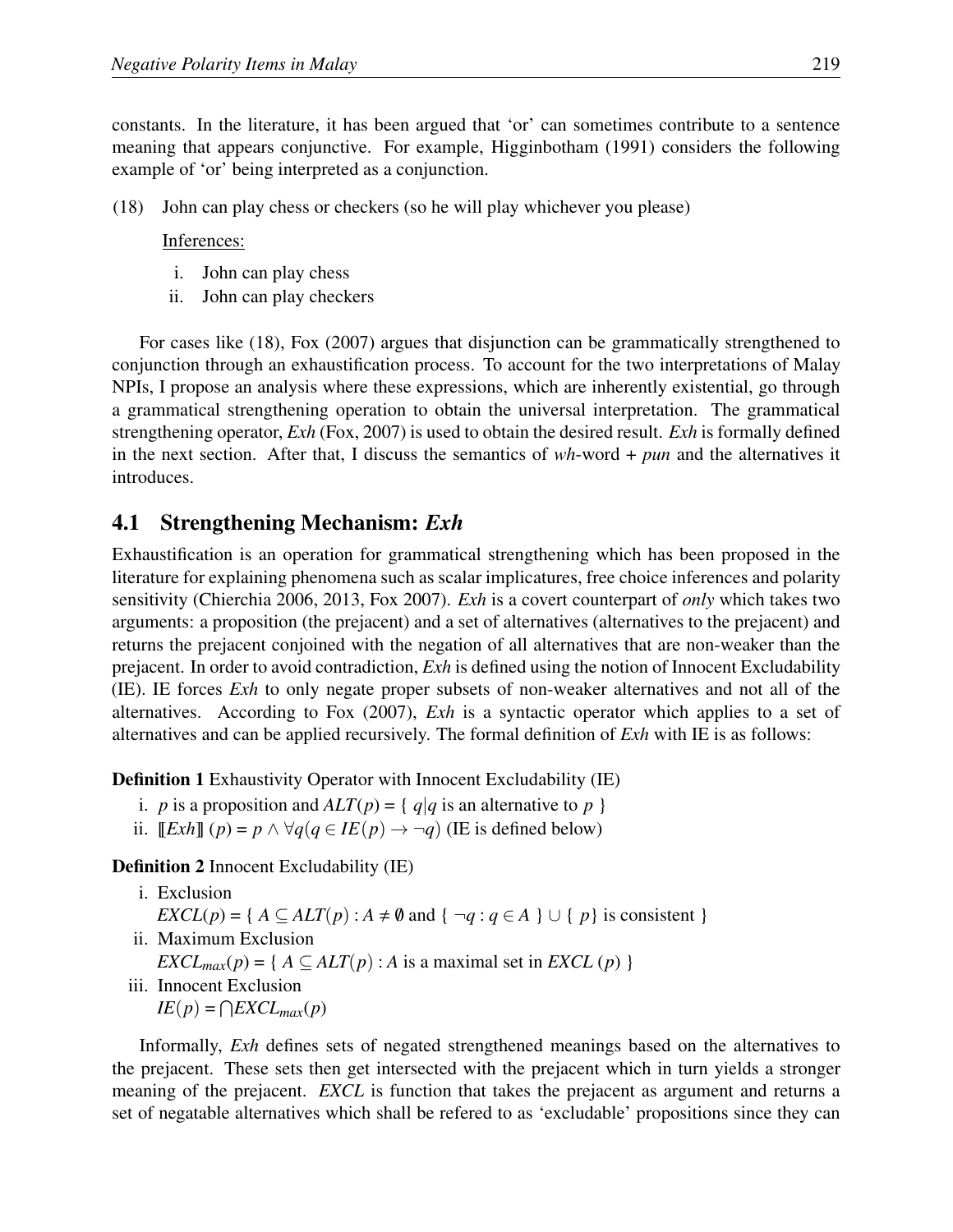constants. In the literature, it has been argued that 'or' can sometimes contribute to a sentence meaning that appears conjunctive. For example, Higginbotham (1991) considers the following example of 'or' being interpreted as a conjunction.

(18) John can play chess or checkers (so he will play whichever you please)

Inferences:

i. John can play chess
ii. John can play checkers

For cases like (18), Fox (2007) argues that disjunction can be grammatically strengthened to conjunction through an exhaustification process. To account for the two interpretations of Malay NPIs, I propose an analysis where these expressions, which are inherently existential, go through a grammatical strengthening operation to obtain the universal interpretation. The grammatical strengthening operator, *Exh* (Fox, 2007) is used to obtain the desired result. *Exh* is formally defined in the next section. After that, I discuss the semantics of *wh*-word + *pun* and the alternatives it introduces.

## 4.1 Strengthening Mechanism: *Exh*

Exhaustification is an operation for grammatical strengthening which has been proposed in the literature for explaining phenomena such as scalar implicatures, free choice inferences and polarity sensitivity (Chierchia 2006, 2013, Fox 2007). *Exh* is a covert counterpart of *only* which takes two arguments: a proposition (the prejacent) and a set of alternatives (alternatives to the prejacent) and returns the prejacent conjoined with the negation of all alternatives that are non-weaker than the prejacent. In order to avoid contradiction, *Exh* is defined using the notion of Innocent Excludability (IE). IE forces *Exh* to only negate proper subsets of non-weaker alternatives and not all of the alternatives. According to Fox (2007), *Exh* is a syntactic operator which applies to a set of alternatives and can be applied recursively. The formal definition of *Exh* with IE is as follows:

**Definition 1** Exhaustivity Operator with Innocent Excludability (IE)

i. $p$ is a proposition and $ALT(p) = \{ q | q \text{ is an alternative to } p \}$
ii. $[\![Exh]\!]\,(p) = p \wedge \forall q(q \in IE(p) \rightarrow \neg q)$ (IE is defined below)

**Definition 2** Innocent Excludability (IE)

i. Exclusion
$EXCL(p) = \{ A \subseteq ALT(p) : A \neq \emptyset \text{ and } \{ \neg q : q \in A \} \cup \{ p\} \text{ is consistent } \}$
ii. Maximum Exclusion
$EXCL_{max}(p) = \{ A \subseteq ALT(p) : A \text{ is a maximal set in } EXCL\ (p) \}$
iii. Innocent Exclusion
$IE(p) = \bigcap EXCL_{max}(p)$

Informally, *Exh* defines sets of negated strengthened meanings based on the alternatives to the prejacent. These sets then get intersected with the prejacent which in turn yields a stronger meaning of the prejacent. *EXCL* is function that takes the prejacent as argument and returns a set of negatable alternatives which shall be refered to as 'excludable' propositions since they can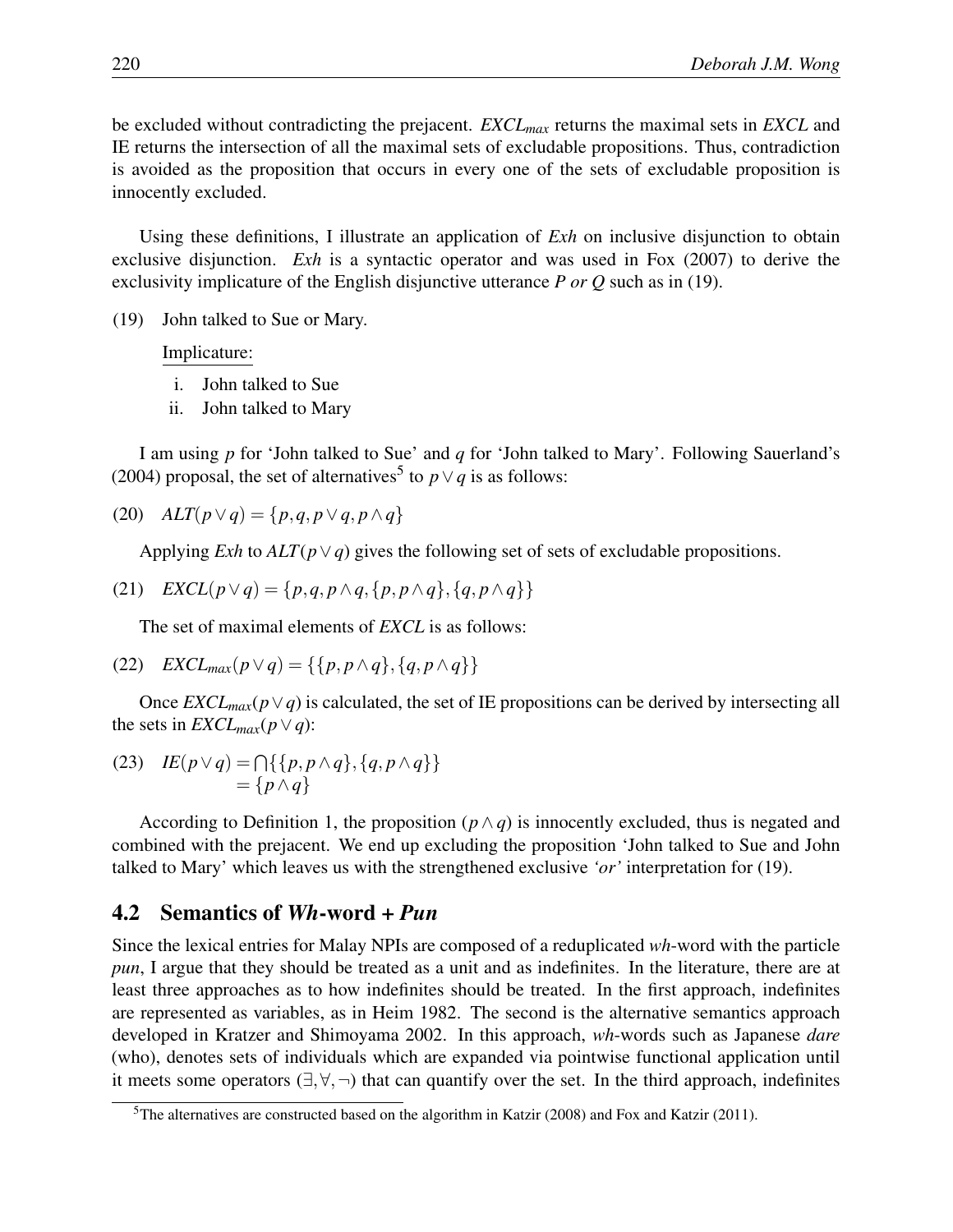be excluded without contradicting the prejacent. *$EXCL_{max}$* returns the maximal sets in *EXCL* and IE returns the intersection of all the maximal sets of excludable propositions. Thus, contradiction is avoided as the proposition that occurs in every one of the sets of excludable proposition is innocently excluded.

Using these definitions, I illustrate an application of *Exh* on inclusive disjunction to obtain exclusive disjunction. *Exh* is a syntactic operator and was used in Fox (2007) to derive the exclusivity implicature of the English disjunctive utterance *P or Q* such as in (19).

(19) John talked to Sue or Mary.

Implicature:

i. John talked to Sue
ii. John talked to Mary

I am using $p$ for 'John talked to Sue' and $q$ for 'John talked to Mary'. Following Sauerland's (2004) proposal, the set of alternatives[5] to $p \vee q$ is as follows:

(20) $ALT(p \vee q) = \{p, q, p \vee q, p \wedge q\}$

Applying *Exh* to $ALT(p \vee q)$ gives the following set of sets of excludable propositions.

(21) $EXCL(p \vee q) = \{p, q, p \wedge q, \{p, p \wedge q\}, \{q, p \wedge q\}\}$

The set of maximal elements of *EXCL* is as follows:

(22) $EXCL_{max}(p \vee q) = \{\{p, p \wedge q\}, \{q, p \wedge q\}\}$

Once $EXCL_{max}(p \vee q)$ is calculated, the set of IE propositions can be derived by intersecting all the sets in $EXCL_{max}(p \vee q)$:

(23) $$IE(p \vee q) = \bigcap\{\{p, p \wedge q\}, \{q, p \wedge q\}\}$$
$$= \{p \wedge q\}$$

According to Definition 1, the proposition $(p \wedge q)$ is innocently excluded, thus is negated and combined with the prejacent. We end up excluding the proposition 'John talked to Sue and John talked to Mary' which leaves us with the strengthened exclusive *'or'* interpretation for (19).

## 4.2 Semantics of *Wh*-word + *Pun*

Since the lexical entries for Malay NPIs are composed of a reduplicated *wh*-word with the particle *pun*, I argue that they should be treated as a unit and as indefinites. In the literature, there are at least three approaches as to how indefinites should be treated. In the first approach, indefinites are represented as variables, as in Heim 1982. The second is the alternative semantics approach developed in Kratzer and Shimoyama 2002. In this approach, *wh*-words such as Japanese *dare* (who), denotes sets of individuals which are expanded via pointwise functional application until it meets some operators $(\exists, \forall, \neg)$ that can quantify over the set. In the third approach, indefinites

[5] The alternatives are constructed based on the algorithm in Katzir (2008) and Fox and Katzir (2011).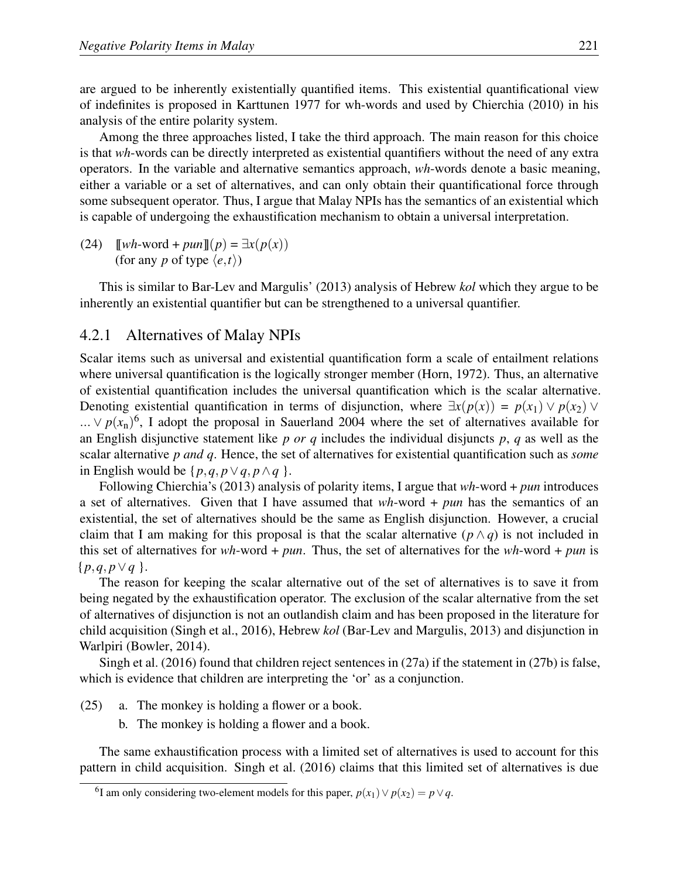are argued to be inherently existentially quantified items. This existential quantificational view of indefinites is proposed in Karttunen 1977 for wh-words and used by Chierchia (2010) in his analysis of the entire polarity system.

Among the three approaches listed, I take the third approach. The main reason for this choice is that *wh*-words can be directly interpreted as existential quantifiers without the need of any extra operators. In the variable and alternative semantics approach, *wh*-words denote a basic meaning, either a variable or a set of alternatives, and can only obtain their quantificational force through some subsequent operator. Thus, I argue that Malay NPIs has the semantics of an existential which is capable of undergoing the exhaustification mechanism to obtain a universal interpretation.

(24) $[\![wh\text{-word} + pun]\!](p) = \exists x(p(x))$
(for any $p$ of type $\langle e,t\rangle$)

This is similar to Bar-Lev and Margulis' (2013) analysis of Hebrew *kol* which they argue to be inherently an existential quantifier but can be strengthened to a universal quantifier.

### 4.2.1 Alternatives of Malay NPIs

Scalar items such as universal and existential quantification form a scale of entailment relations where universal quantification is the logically stronger member (Horn, 1972). Thus, an alternative of existential quantification includes the universal quantification which is the scalar alternative. Denoting existential quantification in terms of disjunction, where $\exists x(p(x)) = p(x_1) \vee p(x_2) \vee \ldots \vee p(x_n)$[6], I adopt the proposal in Sauerland 2004 where the set of alternatives available for an English disjunctive statement like *p or q* includes the individual disjuncts $p$, $q$ as well as the scalar alternative *p and q*. Hence, the set of alternatives for existential quantification such as *some* in English would be $\{p, q, p \vee q, p \wedge q\}$.

Following Chierchia's (2013) analysis of polarity items, I argue that *wh*-word + *pun* introduces a set of alternatives. Given that I have assumed that *wh*-word + *pun* has the semantics of an existential, the set of alternatives should be the same as English disjunction. However, a crucial claim that I am making for this proposal is that the scalar alternative $(p \wedge q)$ is not included in this set of alternatives for *wh*-word + *pun*. Thus, the set of alternatives for the *wh*-word + *pun* is $\{p, q, p \vee q\}$.

The reason for keeping the scalar alternative out of the set of alternatives is to save it from being negated by the exhaustification operator. The exclusion of the scalar alternative from the set of alternatives of disjunction is not an outlandish claim and has been proposed in the literature for child acquisition (Singh et al., 2016), Hebrew *kol* (Bar-Lev and Margulis, 2013) and disjunction in Warlpiri (Bowler, 2014).

Singh et al. (2016) found that children reject sentences in (27a) if the statement in (27b) is false, which is evidence that children are interpreting the 'or' as a conjunction.

(25) a. The monkey is holding a flower or a book.
b. The monkey is holding a flower and a book.

The same exhaustification process with a limited set of alternatives is used to account for this pattern in child acquisition. Singh et al. (2016) claims that this limited set of alternatives is due

[6] I am only considering two-element models for this paper, $p(x_1) \vee p(x_2) = p \vee q$.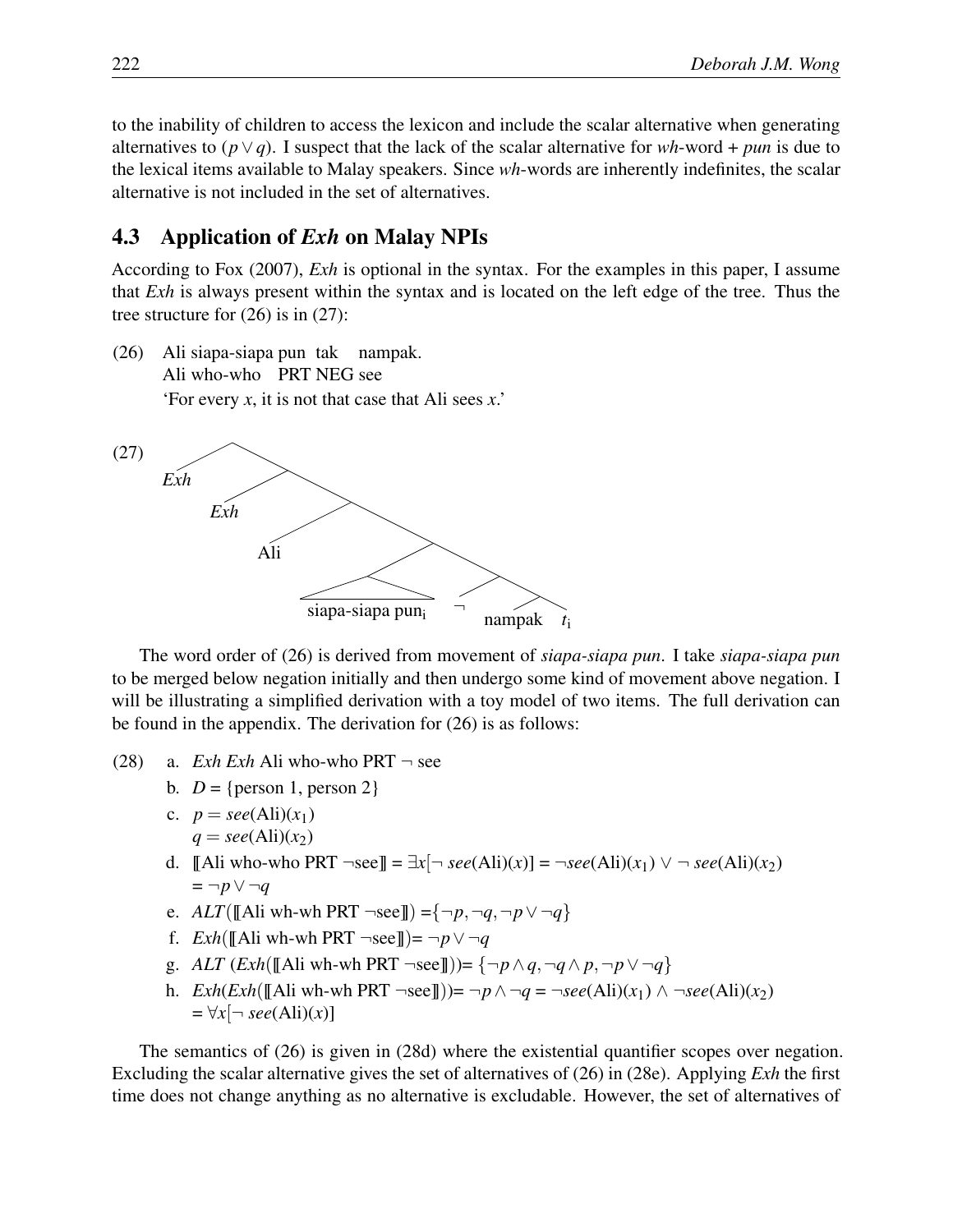to the inability of children to access the lexicon and include the scalar alternative when generating alternatives to $(p \vee q)$. I suspect that the lack of the scalar alternative for *wh*-word + *pun* is due to the lexical items available to Malay speakers. Since *wh*-words are inherently indefinites, the scalar alternative is not included in the set of alternatives.

## 4.3 Application of *Exh* on Malay NPIs

According to Fox (2007), *Exh* is optional in the syntax. For the examples in this paper, I assume that *Exh* is always present within the syntax and is located on the left edge of the tree. Thus the tree structure for (26) is in (27):

(26) Ali siapa-siapa pun tak nampak.
Ali who-who PRT NEG see
'For every *x*, it is not that case that Ali sees *x*.'

(27) [ *Exh* [ *Exh* [ Ali [ [ siapa-siapa pun$_i$ ] [ $\neg$ [ nampak $t_i$ ] ] ] ] ] ]

The word order of (26) is derived from movement of *siapa-siapa pun*. I take *siapa-siapa pun* to be merged below negation initially and then undergo some kind of movement above negation. I will be illustrating a simplified derivation with a toy model of two items. The full derivation can be found in the appendix. The derivation for (26) is as follows:

(28)
a. *Exh Exh* Ali who-who PRT $\neg$ see
b. $D$ = {person 1, person 2}
c. $p = see(\text{Ali})(x_1)$
   $q = see(\text{Ali})(x_2)$
d. $[\![$Ali who-who PRT $\neg$see$]\!] = \exists x[\neg\, see(\text{Ali})(x)] = \neg see(\text{Ali})(x_1) \vee \neg\, see(\text{Ali})(x_2)$
   $= \neg p \vee \neg q$
e. $ALT([\![$Ali wh-wh PRT $\neg$see$]\!]) = \{\neg p, \neg q, \neg p \vee \neg q\}$
f. $Exh([\![$Ali wh-wh PRT $\neg$see$]\!]) = \neg p \vee \neg q$
g. $ALT\ (Exh([\![$Ali wh-wh PRT $\neg$see$]\!])) = \{\neg p \wedge q, \neg q \wedge p, \neg p \vee \neg q\}$
h. $Exh(Exh([\![$Ali wh-wh PRT $\neg$see$]\!])) = \neg p \wedge \neg q = \neg see(\text{Ali})(x_1) \wedge \neg see(\text{Ali})(x_2)$
   $= \forall x[\neg\, see(\text{Ali})(x)]$

The semantics of (26) is given in (28d) where the existential quantifier scopes over negation. Excluding the scalar alternative gives the set of alternatives of (26) in (28e). Applying *Exh* the first time does not change anything as no alternative is excludable. However, the set of alternatives of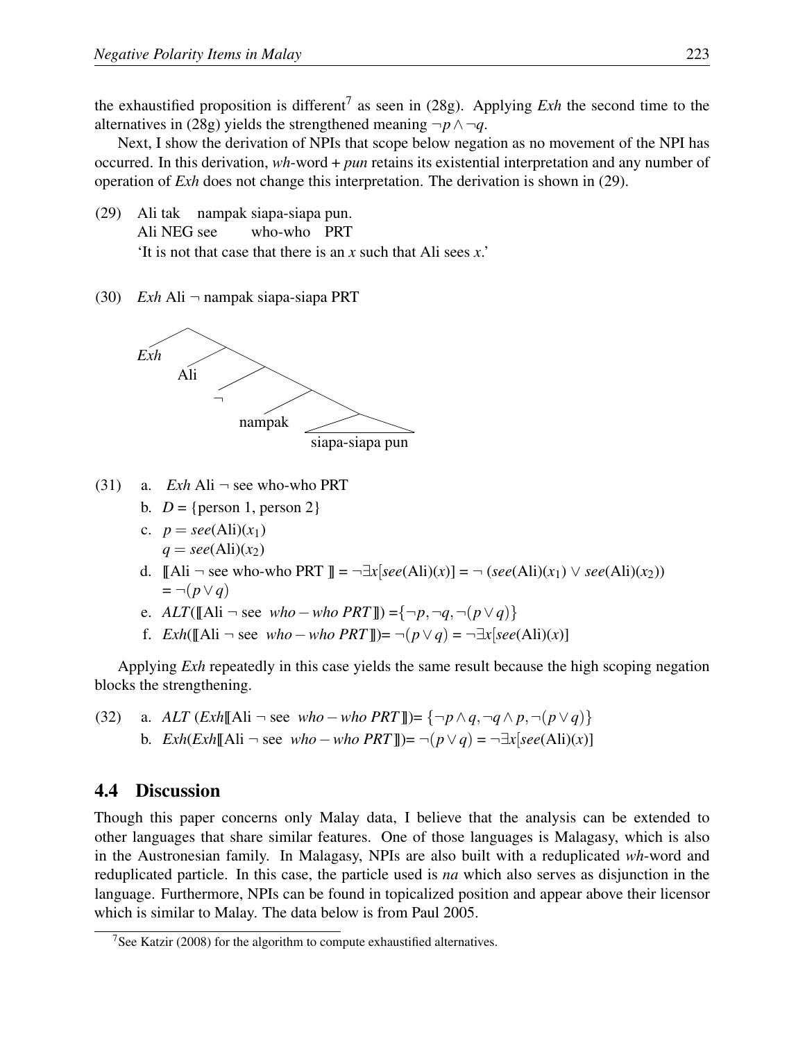the exhaustified proposition is different[7] as seen in (28g). Applying *Exh* the second time to the alternatives in (28g) yields the strengthened meaning $\neg p \wedge \neg q$.

Next, I show the derivation of NPIs that scope below negation as no movement of the NPI has occurred. In this derivation, *wh*-word + *pun* retains its existential interpretation and any number of operation of *Exh* does not change this interpretation. The derivation is shown in (29).

(29) Ali tak nampak siapa-siapa pun.
 Ali NEG see who-who PRT
 'It is not that case that there is an *x* such that Ali sees *x*.'

(30) *Exh* Ali ¬ nampak siapa-siapa PRT

```
[Exh [Ali [¬ [nampak [siapa-siapa pun]]]]]
```

(31) a. *Exh* Ali ¬ see who-who PRT
 b. $D$ = {person 1, person 2}
 c. $p = see(\text{Ali})(x_1)$
 $q = see(\text{Ali})(x_2)$
 d. $[\![\text{Ali} \neg \text{ see who-who PRT}]\!] = \neg\exists x[see(\text{Ali})(x)] = \neg\ (see(\text{Ali})(x_1) \vee see(\text{Ali})(x_2))$
 $= \neg(p \vee q)$
 e. $ALT([\![\text{Ali} \neg \text{ see } who-who\ PRT]\!]) = \{\neg p, \neg q, \neg(p \vee q)\}$
 f. $Exh([\![\text{Ali} \neg \text{ see } who-who\ PRT]\!]) = \neg(p \vee q) = \neg\exists x[see(\text{Ali})(x)]$

Applying *Exh* repeatedly in this case yields the same result because the high scoping negation blocks the strengthening.

(32) a. $ALT\ (Exh[\![\text{Ali} \neg \text{ see } who-who\ PRT]\!]) = \{\neg p \wedge q, \neg q \wedge p, \neg(p \vee q)\}$
 b. $Exh(Exh[\![\text{Ali} \neg \text{ see } who-who\ PRT]\!]) = \neg(p \vee q) = \neg\exists x[see(\text{Ali})(x)]$

## 4.4 Discussion

Though this paper concerns only Malay data, I believe that the analysis can be extended to other languages that share similar features. One of those languages is Malagasy, which is also in the Austronesian family. In Malagasy, NPIs are also built with a reduplicated *wh*-word and reduplicated particle. In this case, the particle used is *na* which also serves as disjunction in the language. Furthermore, NPIs can be found in topicalized position and appear above their licensor which is similar to Malay. The data below is from Paul 2005.

[7] See Katzir (2008) for the algorithm to compute exhaustified alternatives.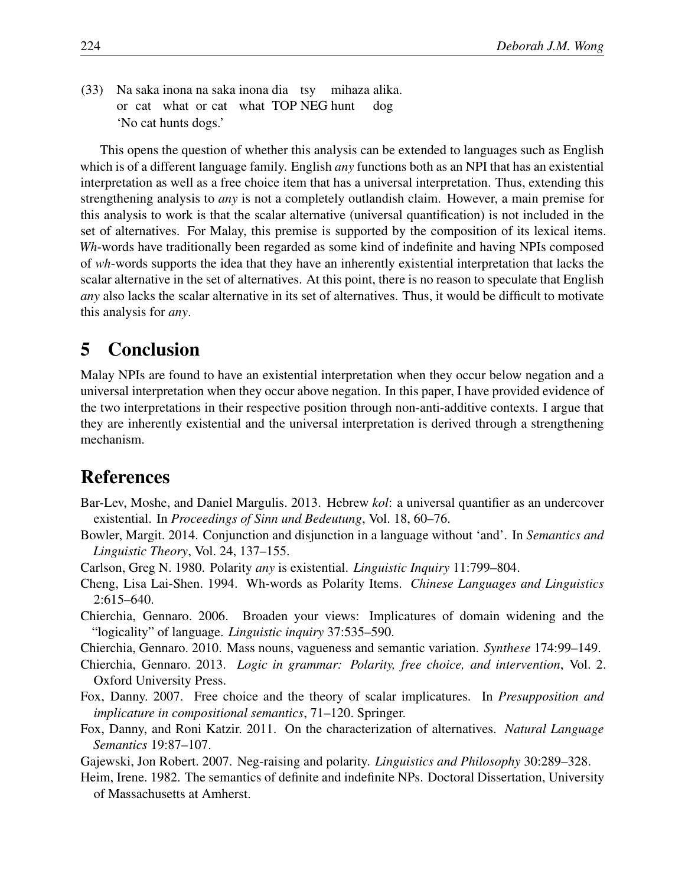(33) Na saka inona na saka inona dia tsy mihaza alika.
     or cat what or cat what TOP NEG hunt dog
     'No cat hunts dogs.'

This opens the question of whether this analysis can be extended to languages such as English which is of a different language family. English *any* functions both as an NPI that has an existential interpretation as well as a free choice item that has a universal interpretation. Thus, extending this strengthening analysis to *any* is not a completely outlandish claim. However, a main premise for this analysis to work is that the scalar alternative (universal quantification) is not included in the set of alternatives. For Malay, this premise is supported by the composition of its lexical items. *Wh*-words have traditionally been regarded as some kind of indefinite and having NPIs composed of *wh*-words supports the idea that they have an inherently existential interpretation that lacks the scalar alternative in the set of alternatives. At this point, there is no reason to speculate that English *any* also lacks the scalar alternative in its set of alternatives. Thus, it would be difficult to motivate this analysis for *any*.

# 5 Conclusion

Malay NPIs are found to have an existential interpretation when they occur below negation and a universal interpretation when they occur above negation. In this paper, I have provided evidence of the two interpretations in their respective position through non-anti-additive contexts. I argue that they are inherently existential and the universal interpretation is derived through a strengthening mechanism.

# References

Bar-Lev, Moshe, and Daniel Margulis. 2013. Hebrew *kol*: a universal quantifier as an undercover existential. In *Proceedings of Sinn und Bedeutung*, Vol. 18, 60–76.

Bowler, Margit. 2014. Conjunction and disjunction in a language without 'and'. In *Semantics and Linguistic Theory*, Vol. 24, 137–155.

Carlson, Greg N. 1980. Polarity *any* is existential. *Linguistic Inquiry* 11:799–804.

Cheng, Lisa Lai-Shen. 1994. Wh-words as Polarity Items. *Chinese Languages and Linguistics* 2:615–640.

Chierchia, Gennaro. 2006. Broaden your views: Implicatures of domain widening and the "logicality" of language. *Linguistic inquiry* 37:535–590.

Chierchia, Gennaro. 2010. Mass nouns, vagueness and semantic variation. *Synthese* 174:99–149.

Chierchia, Gennaro. 2013. *Logic in grammar: Polarity, free choice, and intervention*, Vol. 2. Oxford University Press.

Fox, Danny. 2007. Free choice and the theory of scalar implicatures. In *Presupposition and implicature in compositional semantics*, 71–120. Springer.

Fox, Danny, and Roni Katzir. 2011. On the characterization of alternatives. *Natural Language Semantics* 19:87–107.

Gajewski, Jon Robert. 2007. Neg-raising and polarity. *Linguistics and Philosophy* 30:289–328.

Heim, Irene. 1982. The semantics of definite and indefinite NPs. Doctoral Dissertation, University of Massachusetts at Amherst.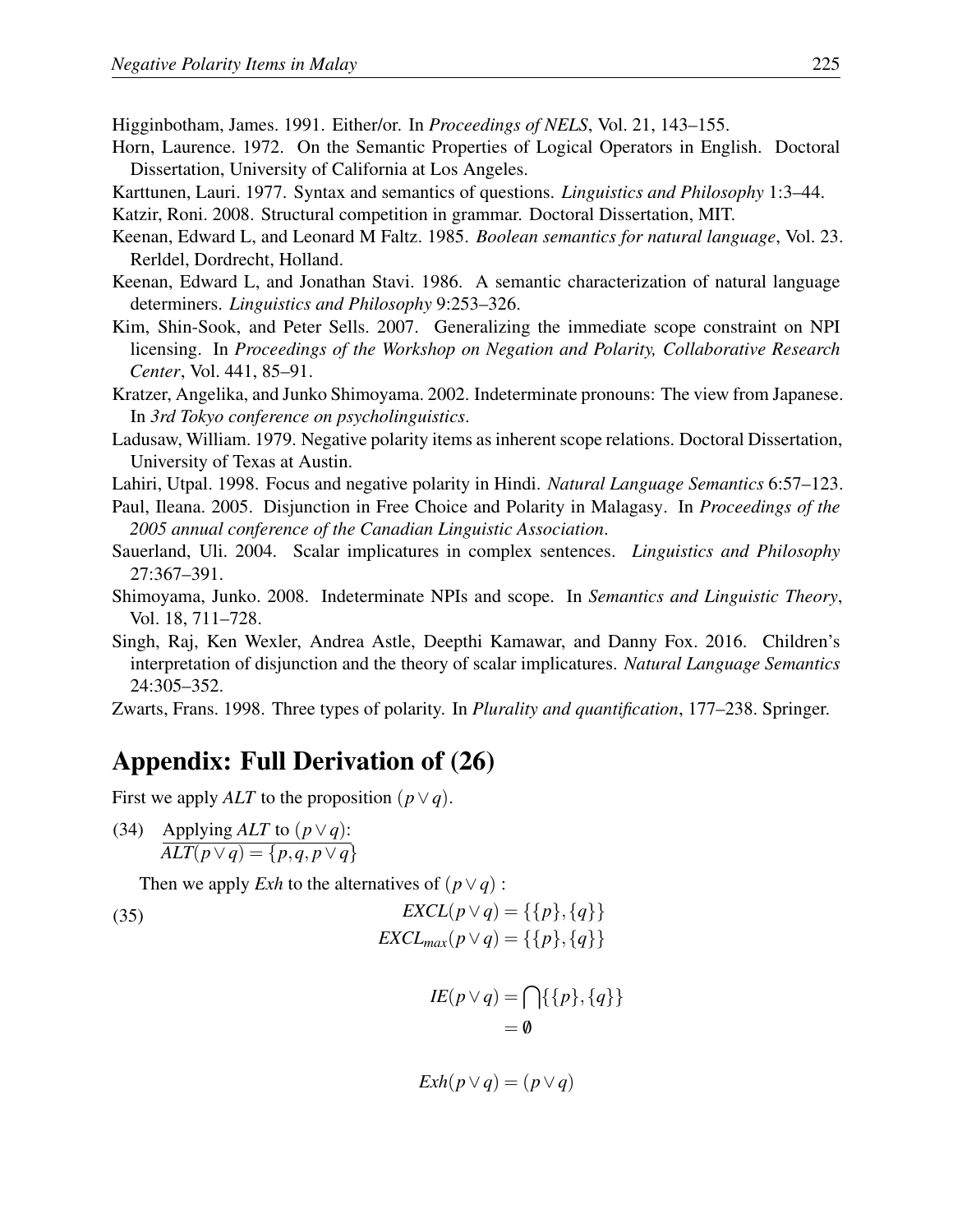Higginbotham, James. 1991. Either/or. In *Proceedings of NELS*, Vol. 21, 143–155.

Horn, Laurence. 1972. On the Semantic Properties of Logical Operators in English. Doctoral Dissertation, University of California at Los Angeles.

Karttunen, Lauri. 1977. Syntax and semantics of questions. *Linguistics and Philosophy* 1:3–44.

Katzir, Roni. 2008. Structural competition in grammar. Doctoral Dissertation, MIT.

Keenan, Edward L, and Leonard M Faltz. 1985. *Boolean semantics for natural language*, Vol. 23. Rerldel, Dordrecht, Holland.

Keenan, Edward L, and Jonathan Stavi. 1986. A semantic characterization of natural language determiners. *Linguistics and Philosophy* 9:253–326.

Kim, Shin-Sook, and Peter Sells. 2007. Generalizing the immediate scope constraint on NPI licensing. In *Proceedings of the Workshop on Negation and Polarity, Collaborative Research Center*, Vol. 441, 85–91.

Kratzer, Angelika, and Junko Shimoyama. 2002. Indeterminate pronouns: The view from Japanese. In *3rd Tokyo conference on psycholinguistics*.

Ladusaw, William. 1979. Negative polarity items as inherent scope relations. Doctoral Dissertation, University of Texas at Austin.

Lahiri, Utpal. 1998. Focus and negative polarity in Hindi. *Natural Language Semantics* 6:57–123.

Paul, Ileana. 2005. Disjunction in Free Choice and Polarity in Malagasy. In *Proceedings of the 2005 annual conference of the Canadian Linguistic Association*.

Sauerland, Uli. 2004. Scalar implicatures in complex sentences. *Linguistics and Philosophy* 27:367–391.

Shimoyama, Junko. 2008. Indeterminate NPIs and scope. In *Semantics and Linguistic Theory*, Vol. 18, 711–728.

Singh, Raj, Ken Wexler, Andrea Astle, Deepthi Kamawar, and Danny Fox. 2016. Children's interpretation of disjunction and the theory of scalar implicatures. *Natural Language Semantics* 24:305–352.

Zwarts, Frans. 1998. Three types of polarity. In *Plurality and quantification*, 177–238. Springer.

# Appendix: Full Derivation of (26)

First we apply *ALT* to the proposition $(p \vee q)$.

(34) Applying *ALT* to $(p \vee q)$:
$$ALT(p \vee q) = \{p, q, p \vee q\}$$

Then we apply *Exh* to the alternatives of $(p \vee q)$ :

(35)
$$EXCL(p \vee q) = \{\{p\}, \{q\}\}$$
$$EXCL_{max}(p \vee q) = \{\{p\}, \{q\}\}$$

$$IE(p \vee q) = \bigcap \{\{p\}, \{q\}\} = \emptyset$$

$$Exh(p \vee q) = (p \vee q)$$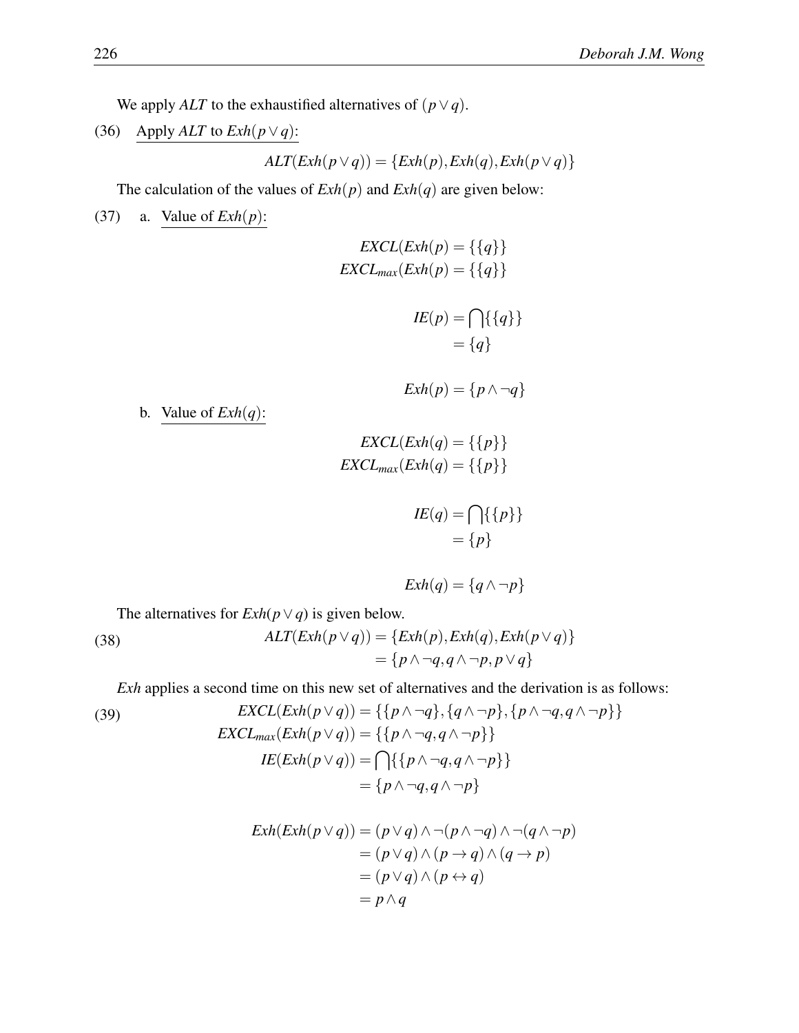We apply *ALT* to the exhaustified alternatives of $(p \vee q)$.

(36) Apply *ALT* to $Exh(p \vee q)$:

$$ALT(Exh(p \vee q)) = \{Exh(p), Exh(q), Exh(p \vee q)\}$$

The calculation of the values of $Exh(p)$ and $Exh(q)$ are given below:

(37) a. Value of $Exh(p)$:

$$EXCL(Exh(p) = \{\{q\}\}$$
$$EXCL_{max}(Exh(p) = \{\{q\}\}$$

$$\begin{aligned} IE(p) &= \bigcap\{\{q\}\} \\ &= \{q\} \end{aligned}$$

$$Exh(p) = \{p \wedge \neg q\}$$

b. Value of $Exh(q)$:

$$EXCL(Exh(q) = \{\{p\}\}$$
$$EXCL_{max}(Exh(q) = \{\{p\}\}$$

$$\begin{aligned} IE(q) &= \bigcap\{\{p\}\} \\ &= \{p\} \end{aligned}$$

$$Exh(q) = \{q \wedge \neg p\}$$

The alternatives for $Exh(p \vee q)$ is given below.

(38)
$$\begin{aligned} ALT(Exh(p \vee q)) &= \{Exh(p), Exh(q), Exh(p \vee q)\} \\ &= \{p \wedge \neg q, q \wedge \neg p, p \vee q\} \end{aligned}$$

*Exh* applies a second time on this new set of alternatives and the derivation is as follows:

(39)
$$\begin{aligned} EXCL(Exh(p \vee q)) &= \{\{p \wedge \neg q\}, \{q \wedge \neg p\}, \{p \wedge \neg q, q \wedge \neg p\}\} \\ EXCL_{max}(Exh(p \vee q)) &= \{\{p \wedge \neg q, q \wedge \neg p\}\} \\ IE(Exh(p \vee q)) &= \bigcap\{\{p \wedge \neg q, q \wedge \neg p\}\} \\ &= \{p \wedge \neg q, q \wedge \neg p\} \end{aligned}$$

$$\begin{aligned} Exh(Exh(p \vee q)) &= (p \vee q) \wedge \neg(p \wedge \neg q) \wedge \neg(q \wedge \neg p) \\ &= (p \vee q) \wedge (p \rightarrow q) \wedge (q \rightarrow p) \\ &= (p \vee q) \wedge (p \leftrightarrow q) \\ &= p \wedge q \end{aligned}$$